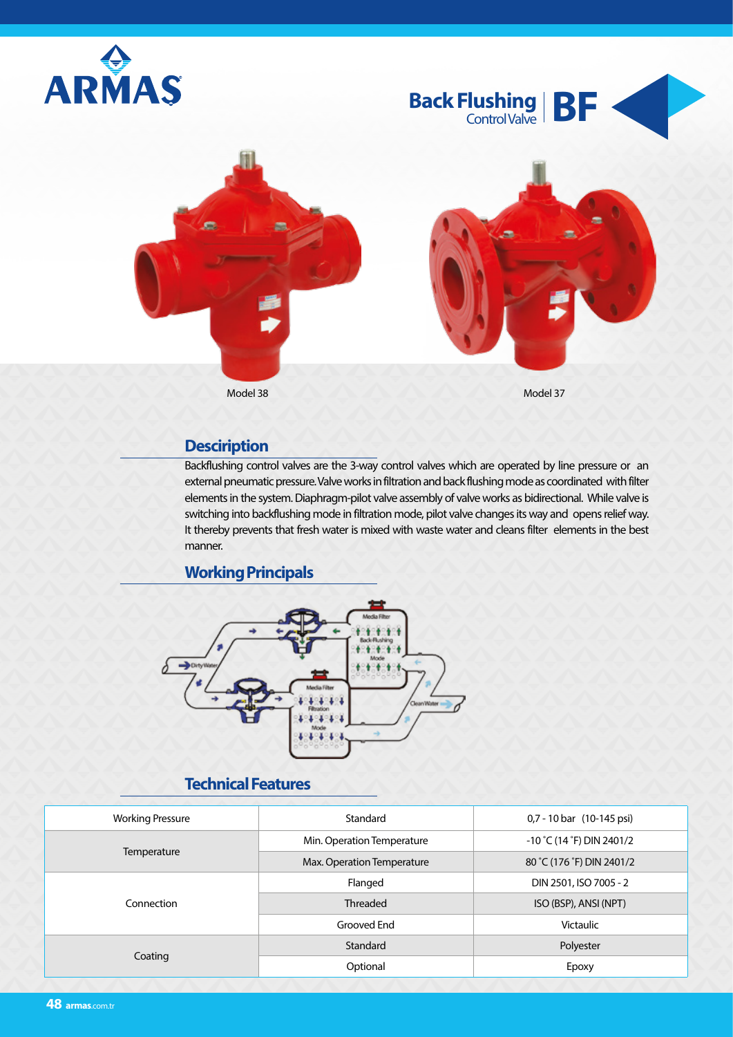# Back Flushing Control Valve | BF

Model 38

Model 37

## Desciription

Backflushing control valves are the 3-way control valves which are operated by line pressure or an external pneumatic pressure. Valve works in filtration and back flushing mode as coordinated with filter elements in the system. Diaphragm-pilot valve assembly of valve works as bidirectional. While valve is switching into backflushing mode in filtration mode, pilot valve changes its way and opens relief way. It thereby prevents that fresh water is mixed with waste water and cleans filter elements in the best manner.

## Working Principals

Dirty Water

Media Filter

Back-Flushing Mode

Media Filter

Filtration Mode

Clean Water

## Technical Features

| | | |
|---|---|---|
| Working Pressure | Standard | 0,7 - 10 bar (10-145 psi) |
| Temperature | Min. Operation Temperature | -10 ˚C (14 ˚F) DIN 2401/2 |
| | Max. Operation Temperature | 80 ˚C (176 ˚F) DIN 2401/2 |
| Connection | Flanged | DIN 2501, ISO 7005 - 2 |
| | Threaded | ISO (BSP), ANSI (NPT) |
| | Grooved End | Victaulic |
| Coating | Standard | Polyester |
| | Optional | Epoxy |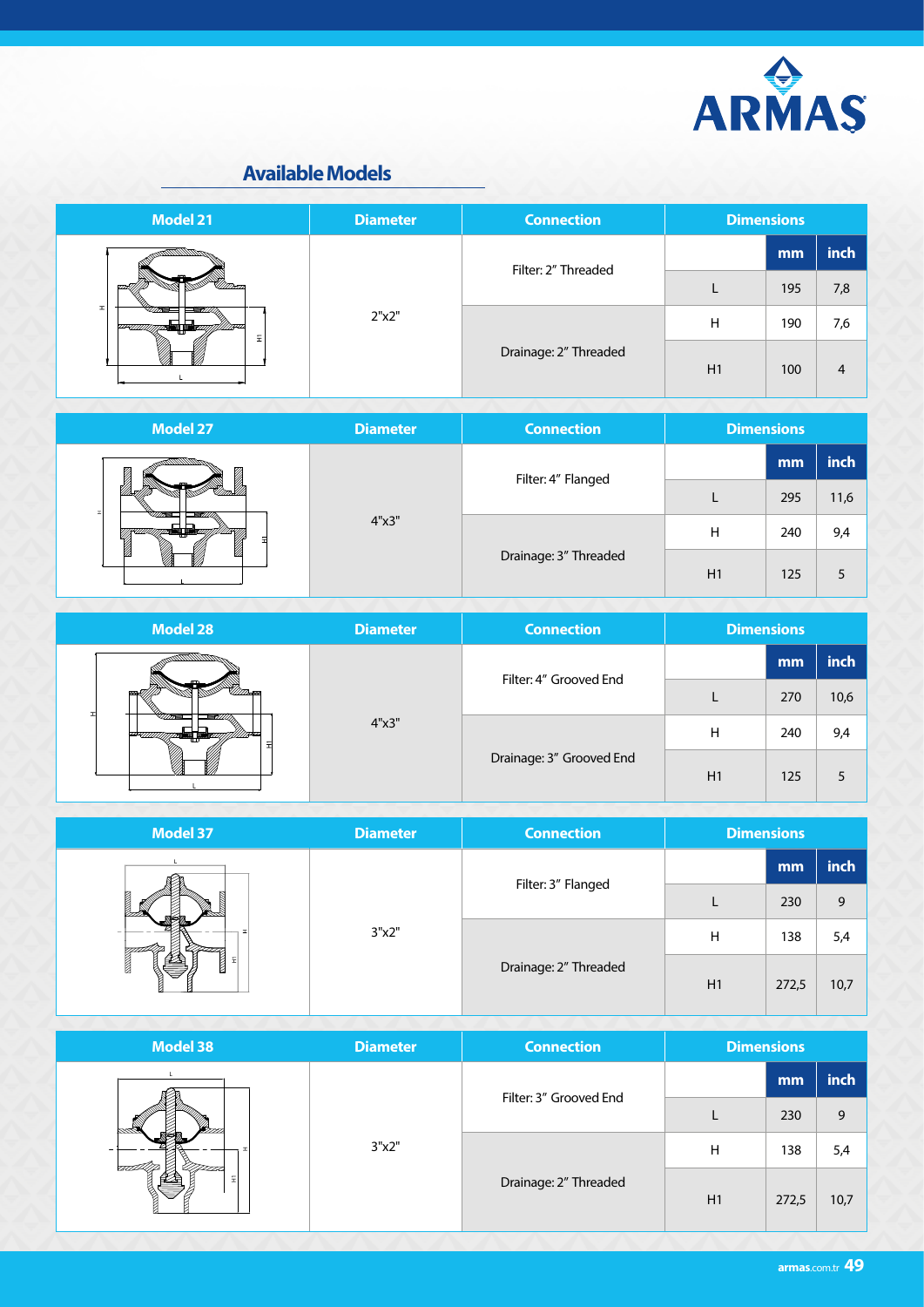## Available Models

| Model 21 | Diameter | Connection | Dimensions | | |
|---|---|---|---|---|---|
| | 2"x2" | Filter: 2" Threaded | | mm | inch |
| | | | L | 195 | 7,8 |
| | | Drainage: 2" Threaded | H | 190 | 7,6 |
| | | | H1 | 100 | 4 |

| Model 27 | Diameter | Connection | Dimensions | | |
|---|---|---|---|---|---|
| | 4"x3" | Filter: 4" Flanged | | mm | inch |
| | | | L | 295 | 11,6 |
| | | Drainage: 3" Threaded | H | 240 | 9,4 |
| | | | H1 | 125 | 5 |

| Model 28 | Diameter | Connection | Dimensions | | |
|---|---|---|---|---|---|
| | 4"x3" | Filter: 4" Grooved End | | mm | inch |
| | | | L | 270 | 10,6 |
| | | Drainage: 3" Grooved End | H | 240 | 9,4 |
| | | | H1 | 125 | 5 |

| Model 37 | Diameter | Connection | Dimensions | | |
|---|---|---|---|---|---|
| | 3"x2" | Filter: 3" Flanged | | mm | inch |
| | | | L | 230 | 9 |
| | | Drainage: 2" Threaded | H | 138 | 5,4 |
| | | | H1 | 272,5 | 10,7 |

| Model 38 | Diameter | Connection | Dimensions | | |
|---|---|---|---|---|---|
| | 3"x2" | Filter: 3" Grooved End | | mm | inch |
| | | | L | 230 | 9 |
| | | Drainage: 2" Threaded | H | 138 | 5,4 |
| | | | H1 | 272,5 | 10,7 |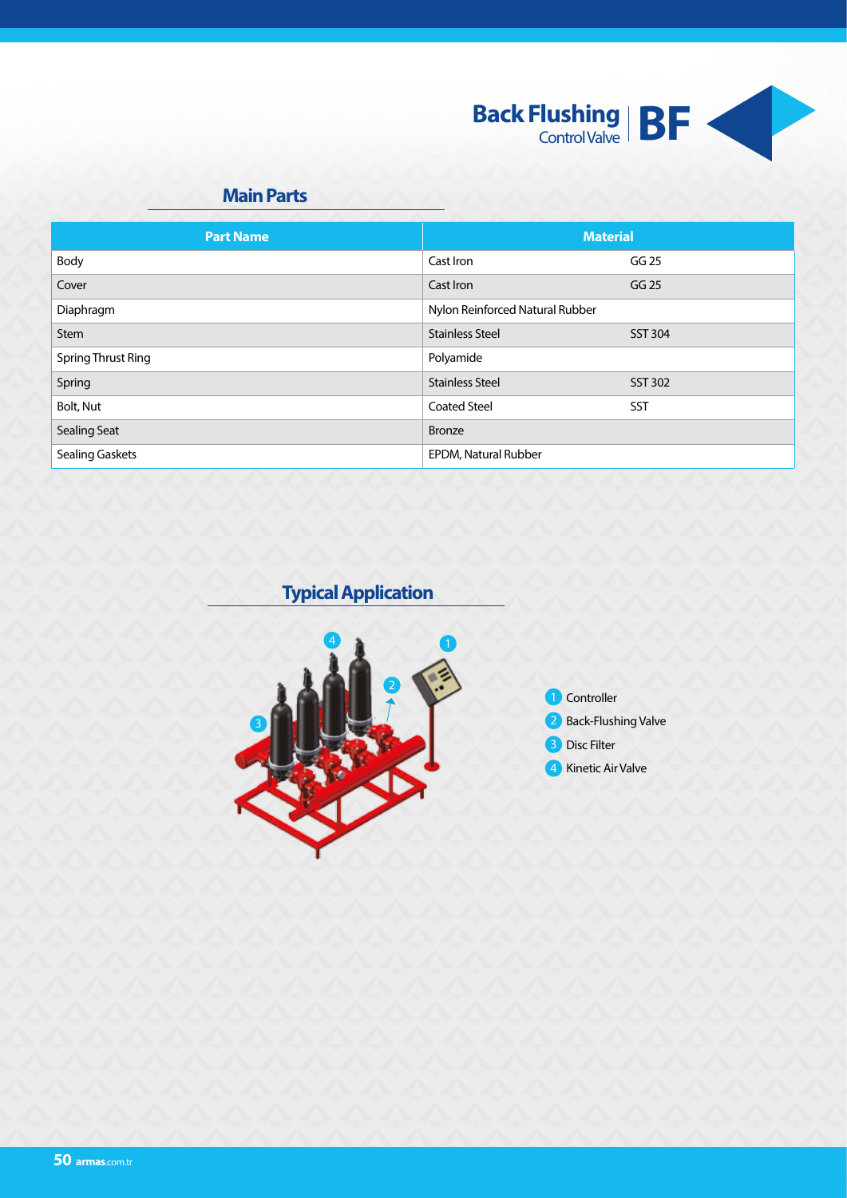# Back Flushing Control Valve BF

## Main Parts

| Part Name | Material | |
|---|---|---|
| Body | Cast Iron | GG 25 |
| Cover | Cast Iron | GG 25 |
| Diaphragm | Nylon Reinforced Natural Rubber | |
| Stem | Stainless Steel | SST 304 |
| Spring Thrust Ring | Polyamide | |
| Spring | Stainless Steel | SST 302 |
| Bolt, Nut | Coated Steel | SST |
| Sealing Seat | Bronze | |
| Sealing Gaskets | EPDM, Natural Rubber | |

## Typical Application

1. Controller
2. Back-Flushing Valve
3. Disc Filter
4. Kinetic Air Valve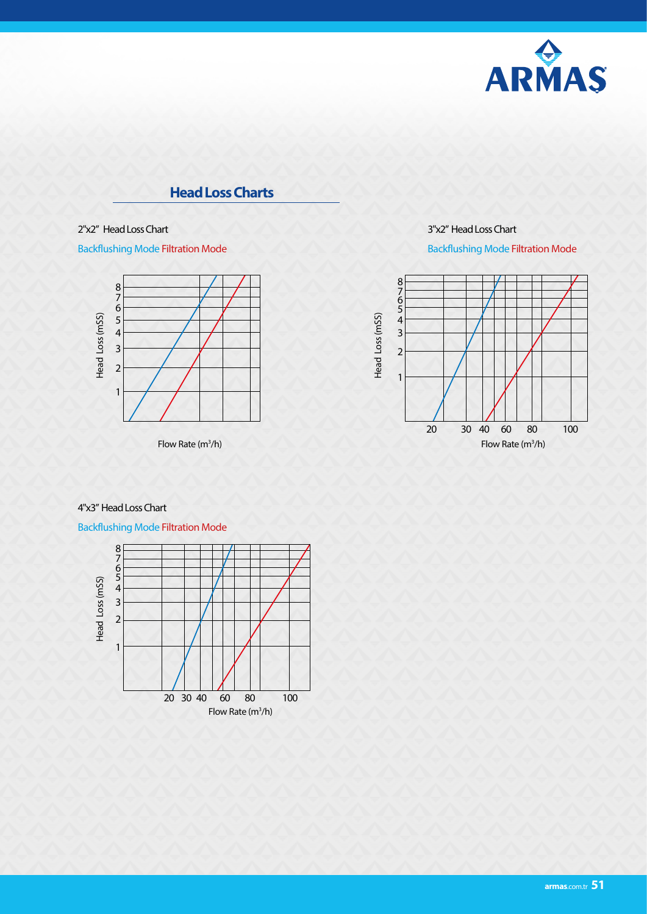## Head Loss Charts

2"x2" Head Loss Chart

Backflushing Mode Filtration Mode

Head Loss (mSS)

8
7
6
5
4
3
2
1

Flow Rate ($m^3/h$)

3"x2" Head Loss Chart

Backflushing Mode Filtration Mode

Head Loss (mSS)

8
7
6
5
4
3
2
1

20 30 40 60 80 100

Flow Rate ($m^3/h$)

4"x3" Head Loss Chart

Backflushing Mode Filtration Mode

Head Loss (mSS)

8
7
6
5
4
3
2
1

20 30 40 60 80 100

Flow Rate ($m^3/h$)